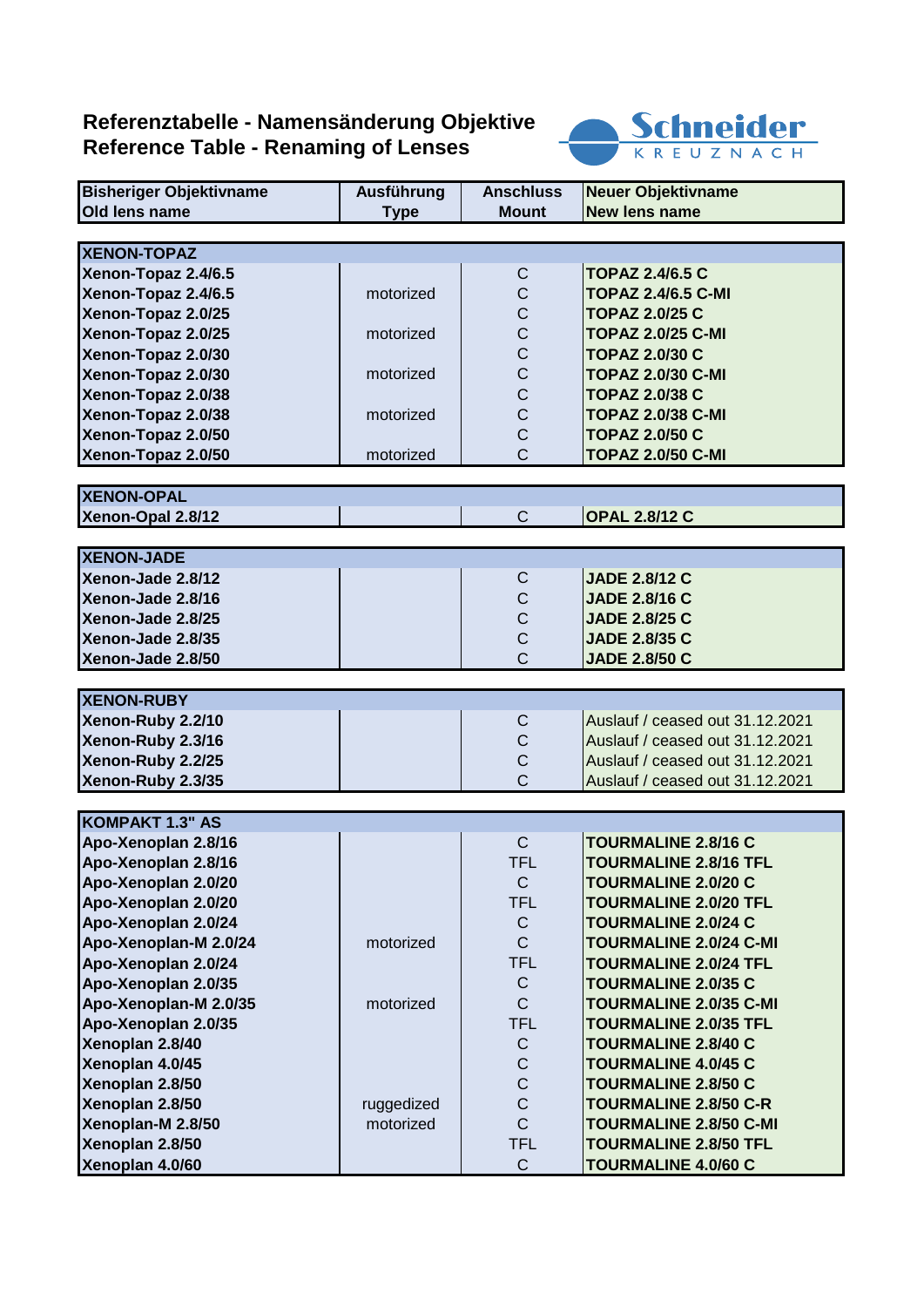# Referenztabelle - Namensänderung Objektive
# Reference Table - Renaming of Lenses

Schneider KREUZNACH

| Bisheriger Objektivname<br>Old lens name | Ausführung<br>Type | Anschluss<br>Mount | Neuer Objektivname<br>New lens name |
|---|---|---|---|
| **XENON-TOPAZ** | | | |
| Xenon-Topaz 2.4/6.5 | | C | TOPAZ 2.4/6.5 C |
| Xenon-Topaz 2.4/6.5 | motorized | C | TOPAZ 2.4/6.5 C-MI |
| Xenon-Topaz 2.0/25 | | C | TOPAZ 2.0/25 C |
| Xenon-Topaz 2.0/25 | motorized | C | TOPAZ 2.0/25 C-MI |
| Xenon-Topaz 2.0/30 | | C | TOPAZ 2.0/30 C |
| Xenon-Topaz 2.0/30 | motorized | C | TOPAZ 2.0/30 C-MI |
| Xenon-Topaz 2.0/38 | | C | TOPAZ 2.0/38 C |
| Xenon-Topaz 2.0/38 | motorized | C | TOPAZ 2.0/38 C-MI |
| Xenon-Topaz 2.0/50 | | C | TOPAZ 2.0/50 C |
| Xenon-Topaz 2.0/50 | motorized | C | TOPAZ 2.0/50 C-MI |
| **XENON-OPAL** | | | |
| Xenon-Opal 2.8/12 | | C | OPAL 2.8/12 C |
| **XENON-JADE** | | | |
| Xenon-Jade 2.8/12 | | C | JADE 2.8/12 C |
| Xenon-Jade 2.8/16 | | C | JADE 2.8/16 C |
| Xenon-Jade 2.8/25 | | C | JADE 2.8/25 C |
| Xenon-Jade 2.8/35 | | C | JADE 2.8/35 C |
| Xenon-Jade 2.8/50 | | C | JADE 2.8/50 C |
| **XENON-RUBY** | | | |
| Xenon-Ruby 2.2/10 | | C | Auslauf / ceased out 31.12.2021 |
| Xenon-Ruby 2.3/16 | | C | Auslauf / ceased out 31.12.2021 |
| Xenon-Ruby 2.2/25 | | C | Auslauf / ceased out 31.12.2021 |
| Xenon-Ruby 2.3/35 | | C | Auslauf / ceased out 31.12.2021 |
| **KOMPAKT 1.3" AS** | | | |
| Apo-Xenoplan 2.8/16 | | C | TOURMALINE 2.8/16 C |
| Apo-Xenoplan 2.8/16 | | TFL | TOURMALINE 2.8/16 TFL |
| Apo-Xenoplan 2.0/20 | | C | TOURMALINE 2.0/20 C |
| Apo-Xenoplan 2.0/20 | | TFL | TOURMALINE 2.0/20 TFL |
| Apo-Xenoplan 2.0/24 | | C | TOURMALINE 2.0/24 C |
| Apo-Xenoplan-M 2.0/24 | motorized | C | TOURMALINE 2.0/24 C-MI |
| Apo-Xenoplan 2.0/24 | | TFL | TOURMALINE 2.0/24 TFL |
| Apo-Xenoplan 2.0/35 | | C | TOURMALINE 2.0/35 C |
| Apo-Xenoplan-M 2.0/35 | motorized | C | TOURMALINE 2.0/35 C-MI |
| Apo-Xenoplan 2.0/35 | | TFL | TOURMALINE 2.0/35 TFL |
| Xenoplan 2.8/40 | | C | TOURMALINE 2.8/40 C |
| Xenoplan 4.0/45 | | C | TOURMALINE 4.0/45 C |
| Xenoplan 2.8/50 | | C | TOURMALINE 2.8/50 C |
| Xenoplan 2.8/50 | ruggedized | C | TOURMALINE 2.8/50 C-R |
| Xenoplan-M 2.8/50 | motorized | C | TOURMALINE 2.8/50 C-MI |
| Xenoplan 2.8/50 | | TFL | TOURMALINE 2.8/50 TFL |
| Xenoplan 4.0/60 | | C | TOURMALINE 4.0/60 C |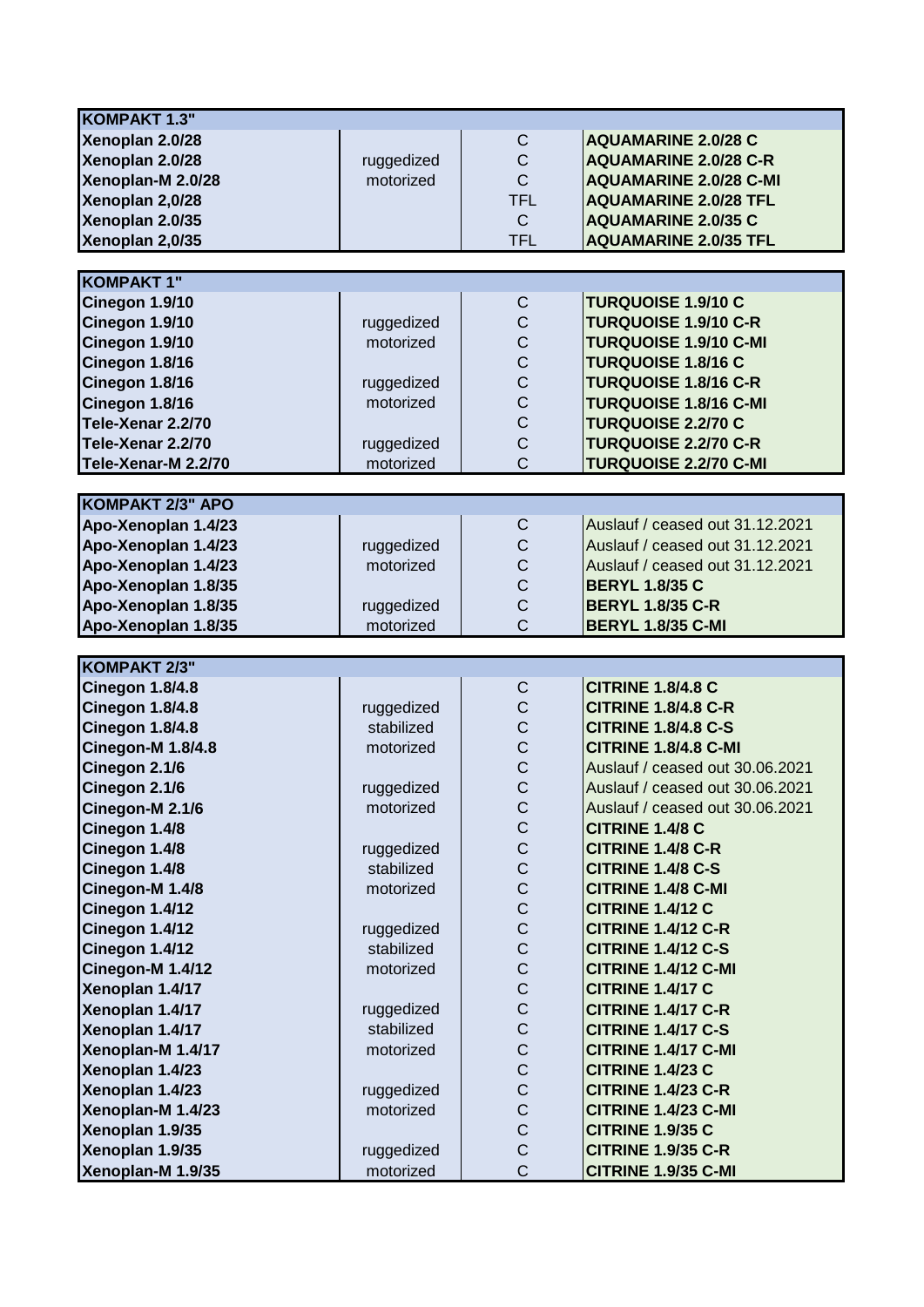| KOMPAKT 1.3" | | | |
|---|---|---|---|
| **Xenoplan 2.0/28** | | C | **AQUAMARINE 2.0/28 C** |
| **Xenoplan 2.0/28** | ruggedized | C | **AQUAMARINE 2.0/28 C-R** |
| **Xenoplan-M 2.0/28** | motorized | C | **AQUAMARINE 2.0/28 C-MI** |
| **Xenoplan 2,0/28** | | TFL | **AQUAMARINE 2.0/28 TFL** |
| **Xenoplan 2.0/35** | | C | **AQUAMARINE 2.0/35 C** |
| **Xenoplan 2,0/35** | | TFL | **AQUAMARINE 2.0/35 TFL** |

| KOMPAKT 1" | | | |
|---|---|---|---|
| **Cinegon 1.9/10** | | C | **TURQUOISE 1.9/10 C** |
| **Cinegon 1.9/10** | ruggedized | C | **TURQUOISE 1.9/10 C-R** |
| **Cinegon 1.9/10** | motorized | C | **TURQUOISE 1.9/10 C-MI** |
| **Cinegon 1.8/16** | | C | **TURQUOISE 1.8/16 C** |
| **Cinegon 1.8/16** | ruggedized | C | **TURQUOISE 1.8/16 C-R** |
| **Cinegon 1.8/16** | motorized | C | **TURQUOISE 1.8/16 C-MI** |
| **Tele-Xenar 2.2/70** | | C | **TURQUOISE 2.2/70 C** |
| **Tele-Xenar 2.2/70** | ruggedized | C | **TURQUOISE 2.2/70 C-R** |
| **Tele-Xenar-M 2.2/70** | motorized | C | **TURQUOISE 2.2/70 C-MI** |

| KOMPAKT 2/3" APO | | | |
|---|---|---|---|
| **Apo-Xenoplan 1.4/23** | | C | Auslauf / ceased out 31.12.2021 |
| **Apo-Xenoplan 1.4/23** | ruggedized | C | Auslauf / ceased out 31.12.2021 |
| **Apo-Xenoplan 1.4/23** | motorized | C | Auslauf / ceased out 31.12.2021 |
| **Apo-Xenoplan 1.8/35** | | C | **BERYL 1.8/35 C** |
| **Apo-Xenoplan 1.8/35** | ruggedized | C | **BERYL 1.8/35 C-R** |
| **Apo-Xenoplan 1.8/35** | motorized | C | **BERYL 1.8/35 C-MI** |

| KOMPAKT 2/3" | | | |
|---|---|---|---|
| **Cinegon 1.8/4.8** | | C | **CITRINE 1.8/4.8 C** |
| **Cinegon 1.8/4.8** | ruggedized | C | **CITRINE 1.8/4.8 C-R** |
| **Cinegon 1.8/4.8** | stabilized | C | **CITRINE 1.8/4.8 C-S** |
| **Cinegon-M 1.8/4.8** | motorized | C | **CITRINE 1.8/4.8 C-MI** |
| **Cinegon 2.1/6** | | C | Auslauf / ceased out 30.06.2021 |
| **Cinegon 2.1/6** | ruggedized | C | Auslauf / ceased out 30.06.2021 |
| **Cinegon-M 2.1/6** | motorized | C | Auslauf / ceased out 30.06.2021 |
| **Cinegon 1.4/8** | | C | **CITRINE 1.4/8 C** |
| **Cinegon 1.4/8** | ruggedized | C | **CITRINE 1.4/8 C-R** |
| **Cinegon 1.4/8** | stabilized | C | **CITRINE 1.4/8 C-S** |
| **Cinegon-M 1.4/8** | motorized | C | **CITRINE 1.4/8 C-MI** |
| **Cinegon 1.4/12** | | C | **CITRINE 1.4/12 C** |
| **Cinegon 1.4/12** | ruggedized | C | **CITRINE 1.4/12 C-R** |
| **Cinegon 1.4/12** | stabilized | C | **CITRINE 1.4/12 C-S** |
| **Cinegon-M 1.4/12** | motorized | C | **CITRINE 1.4/12 C-MI** |
| **Xenoplan 1.4/17** | | C | **CITRINE 1.4/17 C** |
| **Xenoplan 1.4/17** | ruggedized | C | **CITRINE 1.4/17 C-R** |
| **Xenoplan 1.4/17** | stabilized | C | **CITRINE 1.4/17 C-S** |
| **Xenoplan-M 1.4/17** | motorized | C | **CITRINE 1.4/17 C-MI** |
| **Xenoplan 1.4/23** | | C | **CITRINE 1.4/23 C** |
| **Xenoplan 1.4/23** | ruggedized | C | **CITRINE 1.4/23 C-R** |
| **Xenoplan-M 1.4/23** | motorized | C | **CITRINE 1.4/23 C-MI** |
| **Xenoplan 1.9/35** | | C | **CITRINE 1.9/35 C** |
| **Xenoplan 1.9/35** | ruggedized | C | **CITRINE 1.9/35 C-R** |
| **Xenoplan-M 1.9/35** | motorized | C | **CITRINE 1.9/35 C-MI** |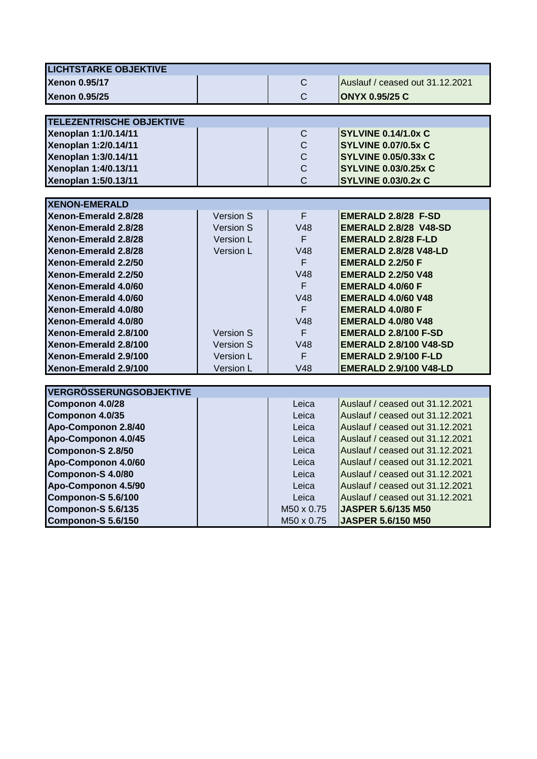| LICHTSTARKE OBJEKTIVE | | | |
|---|---|---|---|
| **Xenon 0.95/17** | | C | Auslauf / ceased out 31.12.2021 |
| **Xenon 0.95/25** | | C | **ONYX 0.95/25 C** |

| TELEZENTRISCHE OBJEKTIVE | | | |
|---|---|---|---|
| **Xenoplan 1:1/0.14/11** | | C | **SYLVINE 0.14/1.0x C** |
| **Xenoplan 1:2/0.14/11** | | C | **SYLVINE 0.07/0.5x C** |
| **Xenoplan 1:3/0.14/11** | | C | **SYLVINE 0.05/0.33x C** |
| **Xenoplan 1:4/0.13/11** | | C | **SYLVINE 0.03/0.25x C** |
| **Xenoplan 1:5/0.13/11** | | C | **SYLVINE 0.03/0.2x C** |

| XENON-EMERALD | | | |
|---|---|---|---|
| **Xenon-Emerald 2.8/28** | Version S | F | **EMERALD 2.8/28 F-SD** |
| **Xenon-Emerald 2.8/28** | Version S | V48 | **EMERALD 2.8/28 V48-SD** |
| **Xenon-Emerald 2.8/28** | Version L | F | **EMERALD 2.8/28 F-LD** |
| **Xenon-Emerald 2.8/28** | Version L | V48 | **EMERALD 2.8/28 V48-LD** |
| **Xenon-Emerald 2.2/50** | | F | **EMERALD 2.2/50 F** |
| **Xenon-Emerald 2.2/50** | | V48 | **EMERALD 2.2/50 V48** |
| **Xenon-Emerald 4.0/60** | | F | **EMERALD 4.0/60 F** |
| **Xenon-Emerald 4.0/60** | | V48 | **EMERALD 4.0/60 V48** |
| **Xenon-Emerald 4.0/80** | | F | **EMERALD 4.0/80 F** |
| **Xenon-Emerald 4.0/80** | | V48 | **EMERALD 4.0/80 V48** |
| **Xenon-Emerald 2.8/100** | Version S | F | **EMERALD 2.8/100 F-SD** |
| **Xenon-Emerald 2.8/100** | Version S | V48 | **EMERALD 2.8/100 V48-SD** |
| **Xenon-Emerald 2.9/100** | Version L | F | **EMERALD 2.9/100 F-LD** |
| **Xenon-Emerald 2.9/100** | Version L | V48 | **EMERALD 2.9/100 V48-LD** |

| VERGRÖSSERUNGSOBJEKTIVE | | | |
|---|---|---|---|
| **Componon 4.0/28** | | Leica | Auslauf / ceased out 31.12.2021 |
| **Componon 4.0/35** | | Leica | Auslauf / ceased out 31.12.2021 |
| **Apo-Componon 2.8/40** | | Leica | Auslauf / ceased out 31.12.2021 |
| **Apo-Componon 4.0/45** | | Leica | Auslauf / ceased out 31.12.2021 |
| **Componon-S 2.8/50** | | Leica | Auslauf / ceased out 31.12.2021 |
| **Apo-Componon 4.0/60** | | Leica | Auslauf / ceased out 31.12.2021 |
| **Componon-S 4.0/80** | | Leica | Auslauf / ceased out 31.12.2021 |
| **Apo-Componon 4.5/90** | | Leica | Auslauf / ceased out 31.12.2021 |
| **Componon-S 5.6/100** | | Leica | Auslauf / ceased out 31.12.2021 |
| **Componon-S 5.6/135** | | M50 x 0.75 | **JASPER 5.6/135 M50** |
| **Componon-S 5.6/150** | | M50 x 0.75 | **JASPER 5.6/150 M50** |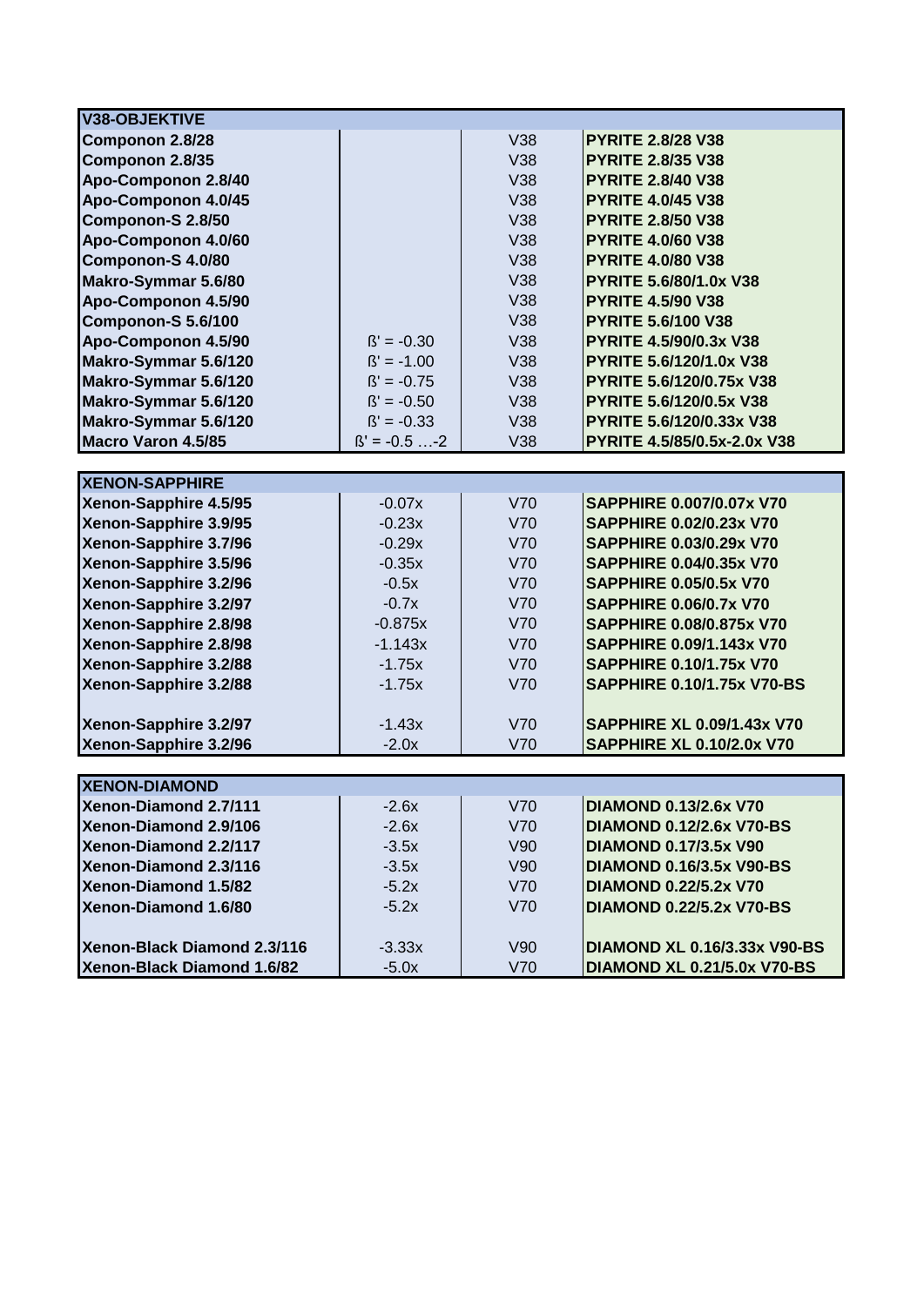| **V38-OBJEKTIVE** | | | |
|---|---|---|---|
| **Componon 2.8/28** | | V38 | **PYRITE 2.8/28 V38** |
| **Componon 2.8/35** | | V38 | **PYRITE 2.8/35 V38** |
| **Apo-Componon 2.8/40** | | V38 | **PYRITE 2.8/40 V38** |
| **Apo-Componon 4.0/45** | | V38 | **PYRITE 4.0/45 V38** |
| **Componon-S 2.8/50** | | V38 | **PYRITE 2.8/50 V38** |
| **Apo-Componon 4.0/60** | | V38 | **PYRITE 4.0/60 V38** |
| **Componon-S 4.0/80** | | V38 | **PYRITE 4.0/80 V38** |
| **Makro-Symmar 5.6/80** | | V38 | **PYRITE 5.6/80/1.0x V38** |
| **Apo-Componon 4.5/90** | | V38 | **PYRITE 4.5/90 V38** |
| **Componon-S 5.6/100** | | V38 | **PYRITE 5.6/100 V38** |
| **Apo-Componon 4.5/90** | ß' = -0.30 | V38 | **PYRITE 4.5/90/0.3x V38** |
| **Makro-Symmar 5.6/120** | ß' = -1.00 | V38 | **PYRITE 5.6/120/1.0x V38** |
| **Makro-Symmar 5.6/120** | ß' = -0.75 | V38 | **PYRITE 5.6/120/0.75x V38** |
| **Makro-Symmar 5.6/120** | ß' = -0.50 | V38 | **PYRITE 5.6/120/0.5x V38** |
| **Makro-Symmar 5.6/120** | ß' = -0.33 | V38 | **PYRITE 5.6/120/0.33x V38** |
| **Macro Varon 4.5/85** | ß' = -0.5 …-2 | V38 | **PYRITE 4.5/85/0.5x-2.0x V38** |

| **XENON-SAPPHIRE** | | | |
|---|---|---|---|
| **Xenon-Sapphire 4.5/95** | -0.07x | V70 | **SAPPHIRE 0.007/0.07x V70** |
| **Xenon-Sapphire 3.9/95** | -0.23x | V70 | **SAPPHIRE 0.02/0.23x V70** |
| **Xenon-Sapphire 3.7/96** | -0.29x | V70 | **SAPPHIRE 0.03/0.29x V70** |
| **Xenon-Sapphire 3.5/96** | -0.35x | V70 | **SAPPHIRE 0.04/0.35x V70** |
| **Xenon-Sapphire 3.2/96** | -0.5x | V70 | **SAPPHIRE 0.05/0.5x V70** |
| **Xenon-Sapphire 3.2/97** | -0.7x | V70 | **SAPPHIRE 0.06/0.7x V70** |
| **Xenon-Sapphire 2.8/98** | -0.875x | V70 | **SAPPHIRE 0.08/0.875x V70** |
| **Xenon-Sapphire 2.8/98** | -1.143x | V70 | **SAPPHIRE 0.09/1.143x V70** |
| **Xenon-Sapphire 3.2/88** | -1.75x | V70 | **SAPPHIRE 0.10/1.75x V70** |
| **Xenon-Sapphire 3.2/88** | -1.75x | V70 | **SAPPHIRE 0.10/1.75x V70-BS** |
| | | | |
| **Xenon-Sapphire 3.2/97** | -1.43x | V70 | **SAPPHIRE XL 0.09/1.43x V70** |
| **Xenon-Sapphire 3.2/96** | -2.0x | V70 | **SAPPHIRE XL 0.10/2.0x V70** |

| **XENON-DIAMOND** | | | |
|---|---|---|---|
| **Xenon-Diamond 2.7/111** | -2.6x | V70 | **DIAMOND 0.13/2.6x V70** |
| **Xenon-Diamond 2.9/106** | -2.6x | V70 | **DIAMOND 0.12/2.6x V70-BS** |
| **Xenon-Diamond 2.2/117** | -3.5x | V90 | **DIAMOND 0.17/3.5x V90** |
| **Xenon-Diamond 2.3/116** | -3.5x | V90 | **DIAMOND 0.16/3.5x V90-BS** |
| **Xenon-Diamond 1.5/82** | -5.2x | V70 | **DIAMOND 0.22/5.2x V70** |
| **Xenon-Diamond 1.6/80** | -5.2x | V70 | **DIAMOND 0.22/5.2x V70-BS** |
| | | | |
| **Xenon-Black Diamond 2.3/116** | -3.33x | V90 | **DIAMOND XL 0.16/3.33x V90-BS** |
| **Xenon-Black Diamond 1.6/82** | -5.0x | V70 | **DIAMOND XL 0.21/5.0x V70-BS** |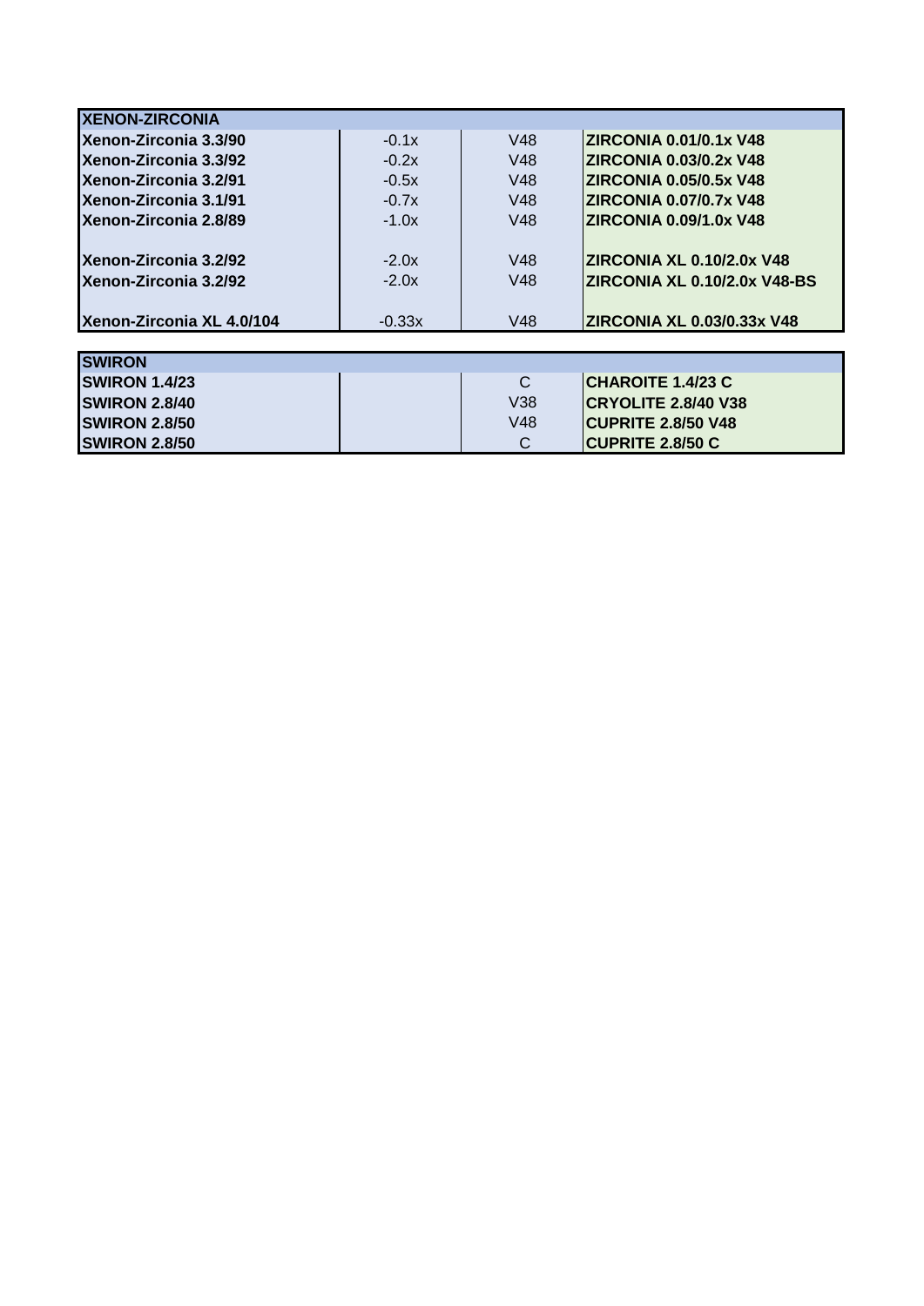| XENON-ZIRCONIA | | | |
|---|---|---|---|
| **Xenon-Zirconia 3.3/90** | -0.1x | V48 | **ZIRCONIA 0.01/0.1x V48** |
| **Xenon-Zirconia 3.3/92** | -0.2x | V48 | **ZIRCONIA 0.03/0.2x V48** |
| **Xenon-Zirconia 3.2/91** | -0.5x | V48 | **ZIRCONIA 0.05/0.5x V48** |
| **Xenon-Zirconia 3.1/91** | -0.7x | V48 | **ZIRCONIA 0.07/0.7x V48** |
| **Xenon-Zirconia 2.8/89** | -1.0x | V48 | **ZIRCONIA 0.09/1.0x V48** |
| | | | |
| **Xenon-Zirconia 3.2/92** | -2.0x | V48 | **ZIRCONIA XL 0.10/2.0x V48** |
| **Xenon-Zirconia 3.2/92** | -2.0x | V48 | **ZIRCONIA XL 0.10/2.0x V48-BS** |
| | | | |
| **Xenon-Zirconia XL 4.0/104** | -0.33x | V48 | **ZIRCONIA XL 0.03/0.33x V48** |

| SWIRON | | | |
|---|---|---|---|
| **SWIRON 1.4/23** | | C | **CHAROITE 1.4/23 C** |
| **SWIRON 2.8/40** | | V38 | **CRYOLITE 2.8/40 V38** |
| **SWIRON 2.8/50** | | V48 | **CUPRITE 2.8/50 V48** |
| **SWIRON 2.8/50** | | C | **CUPRITE 2.8/50 C** |